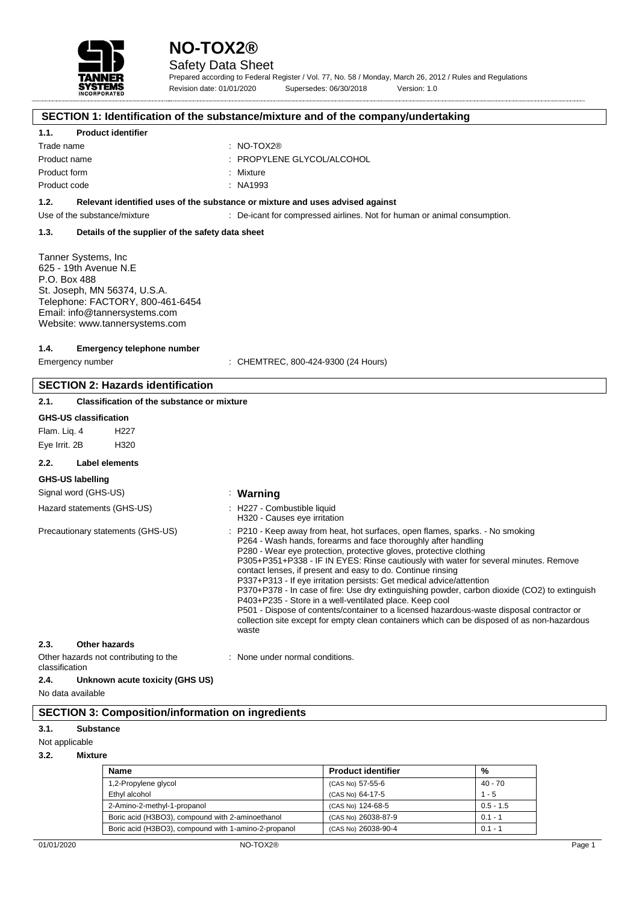# NO-TOX2®

Safety Data Sheet

Prepared according to Federal Register / Vol. 77, No. 58 / Monday, March 26, 2012 / Rules and Regulations

Revision date: 01/01/2020 Supersedes: 06/30/2018 Version: 1.0

## SECTION 1: Identification of the substance/mixture and of the company/undertaking

### 1.1. Product identifier

| | |
|---|---|
| Trade name | : NO-TOX2® |
| Product name | : PROPYLENE GLYCOL/ALCOHOL |
| Product form | : Mixture |
| Product code | : NA1993 |

### 1.2. Relevant identified uses of the substance or mixture and uses advised against

Use of the substance/mixture : De-icant for compressed airlines. Not for human or animal consumption.

### 1.3. Details of the supplier of the safety data sheet

Tanner Systems, Inc
625 - 19th Avenue N.E
P.O. Box 488
St. Joseph, MN 56374, U.S.A.
Telephone: FACTORY, 800-461-6454
Email: info@tannersystems.com
Website: www.tannersystems.com

### 1.4. Emergency telephone number

Emergency number : CHEMTREC, 800-424-9300 (24 Hours)

## SECTION 2: Hazards identification

### 2.1. Classification of the substance or mixture

**GHS-US classification**

| | |
|---|---|
| Flam. Liq. 4 | H227 |
| Eye Irrit. 2B | H320 |

### 2.2. Label elements

**GHS-US labelling**

Signal word (GHS-US) : **Warning**

Hazard statements (GHS-US) : H227 - Combustible liquid
H320 - Causes eye irritation

Precautionary statements (GHS-US) : P210 - Keep away from heat, hot surfaces, open flames, sparks. - No smoking
P264 - Wash hands, forearms and face thoroughly after handling
P280 - Wear eye protection, protective gloves, protective clothing
P305+P351+P338 - IF IN EYES: Rinse cautiously with water for several minutes. Remove contact lenses, if present and easy to do. Continue rinsing
P337+P313 - If eye irritation persists: Get medical advice/attention
P370+P378 - In case of fire: Use dry extinguishing powder, carbon dioxide (CO2) to extinguish
P403+P235 - Store in a well-ventilated place. Keep cool
P501 - Dispose of contents/container to a licensed hazardous-waste disposal contractor or collection site except for empty clean containers which can be disposed of as non-hazardous waste

### 2.3. Other hazards

Other hazards not contributing to the classification : None under normal conditions.

### 2.4. Unknown acute toxicity (GHS US)

No data available

## SECTION 3: Composition/information on ingredients

### 3.1. Substance

Not applicable

### 3.2. Mixture

| Name | Product identifier | % |
|---|---|---|
| 1,2-Propylene glycol | (CAS No) 57-55-6 | 40 - 70 |
| Ethyl alcohol | (CAS No) 64-17-5 | 1 - 5 |
| 2-Amino-2-methyl-1-propanol | (CAS No) 124-68-5 | 0.5 - 1.5 |
| Boric acid (H3BO3), compound with 2-aminoethanol | (CAS No) 26038-87-9 | 0.1 - 1 |
| Boric acid (H3BO3), compound with 1-amino-2-propanol | (CAS No) 26038-90-4 | 0.1 - 1 |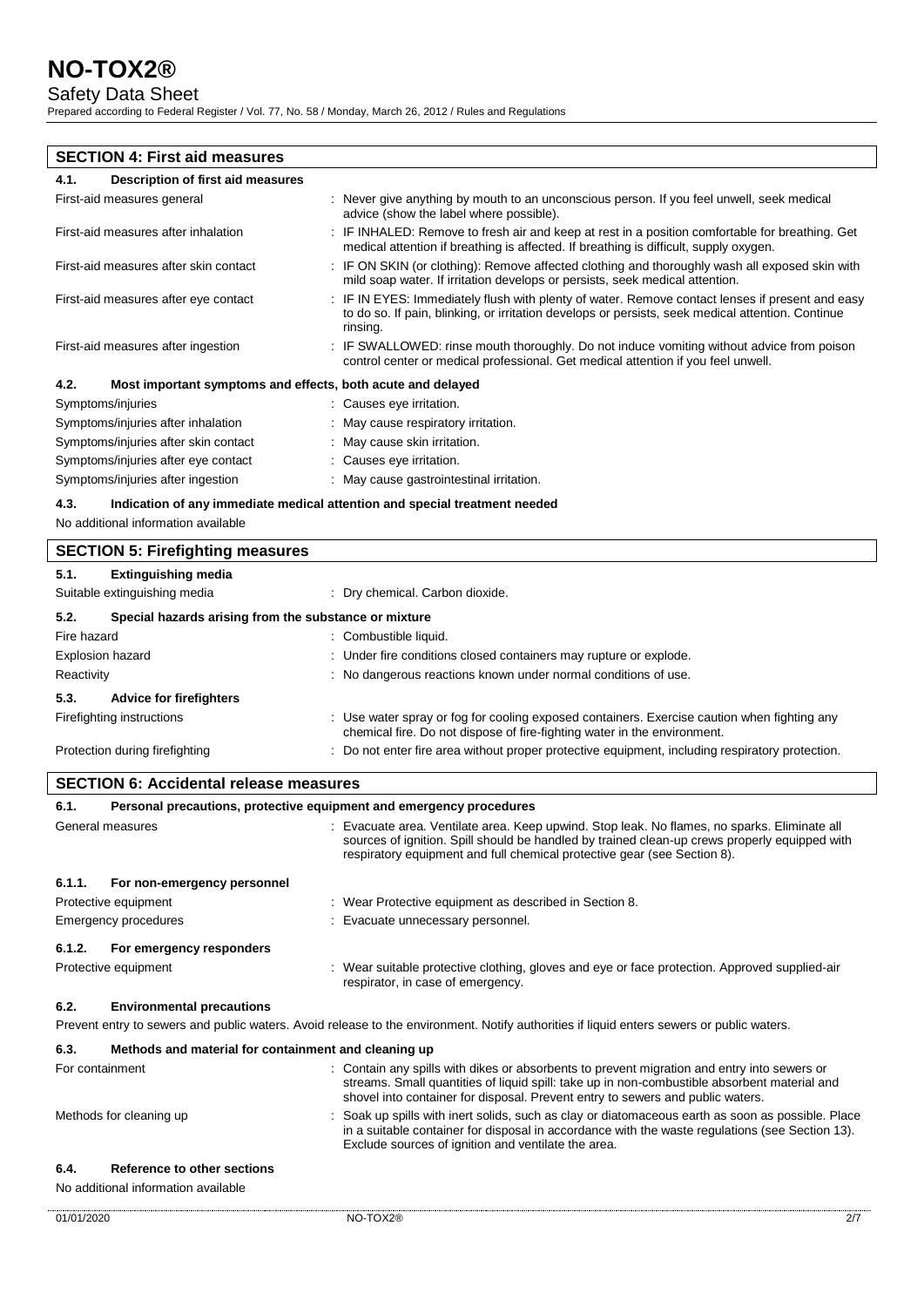## SECTION 4: First aid measures

### 4.1. Description of first aid measures

| | |
|---|---|
| First-aid measures general | : Never give anything by mouth to an unconscious person. If you feel unwell, seek medical advice (show the label where possible). |
| First-aid measures after inhalation | : IF INHALED: Remove to fresh air and keep at rest in a position comfortable for breathing. Get medical attention if breathing is affected. If breathing is difficult, supply oxygen. |
| First-aid measures after skin contact | : IF ON SKIN (or clothing): Remove affected clothing and thoroughly wash all exposed skin with mild soap water. If irritation develops or persists, seek medical attention. |
| First-aid measures after eye contact | : IF IN EYES: Immediately flush with plenty of water. Remove contact lenses if present and easy to do so. If pain, blinking, or irritation develops or persists, seek medical attention. Continue rinsing. |
| First-aid measures after ingestion | : IF SWALLOWED: rinse mouth thoroughly. Do not induce vomiting without advice from poison control center or medical professional. Get medical attention if you feel unwell. |

### 4.2. Most important symptoms and effects, both acute and delayed

| | |
|---|---|
| Symptoms/injuries | : Causes eye irritation. |
| Symptoms/injuries after inhalation | : May cause respiratory irritation. |
| Symptoms/injuries after skin contact | : May cause skin irritation. |
| Symptoms/injuries after eye contact | : Causes eye irritation. |
| Symptoms/injuries after ingestion | : May cause gastrointestinal irritation. |

### 4.3. Indication of any immediate medical attention and special treatment needed

No additional information available

## SECTION 5: Firefighting measures

### 5.1. Extinguishing media

| | |
|---|---|
| Suitable extinguishing media | : Dry chemical. Carbon dioxide. |

### 5.2. Special hazards arising from the substance or mixture

| | |
|---|---|
| Fire hazard | : Combustible liquid. |
| Explosion hazard | : Under fire conditions closed containers may rupture or explode. |
| Reactivity | : No dangerous reactions known under normal conditions of use. |

### 5.3. Advice for firefighters

| | |
|---|---|
| Firefighting instructions | : Use water spray or fog for cooling exposed containers. Exercise caution when fighting any chemical fire. Do not dispose of fire-fighting water in the environment. |
| Protection during firefighting | : Do not enter fire area without proper protective equipment, including respiratory protection. |

## SECTION 6: Accidental release measures

### 6.1. Personal precautions, protective equipment and emergency procedures

| | |
|---|---|
| General measures | : Evacuate area. Ventilate area. Keep upwind. Stop leak. No flames, no sparks. Eliminate all sources of ignition. Spill should be handled by trained clean-up crews properly equipped with respiratory equipment and full chemical protective gear (see Section 8). |

#### 6.1.1. For non-emergency personnel

| | |
|---|---|
| Protective equipment | : Wear Protective equipment as described in Section 8. |
| Emergency procedures | : Evacuate unnecessary personnel. |

#### 6.1.2. For emergency responders

| | |
|---|---|
| Protective equipment | : Wear suitable protective clothing, gloves and eye or face protection. Approved supplied-air respirator, in case of emergency. |

### 6.2. Environmental precautions

Prevent entry to sewers and public waters. Avoid release to the environment. Notify authorities if liquid enters sewers or public waters.

### 6.3. Methods and material for containment and cleaning up

| | |
|---|---|
| For containment | : Contain any spills with dikes or absorbents to prevent migration and entry into sewers or streams. Small quantities of liquid spill: take up in non-combustible absorbent material and shovel into container for disposal. Prevent entry to sewers and public waters. |
| Methods for cleaning up | : Soak up spills with inert solids, such as clay or diatomaceous earth as soon as possible. Place in a suitable container for disposal in accordance with the waste regulations (see Section 13). Exclude sources of ignition and ventilate the area. |

### 6.4. Reference to other sections

No additional information available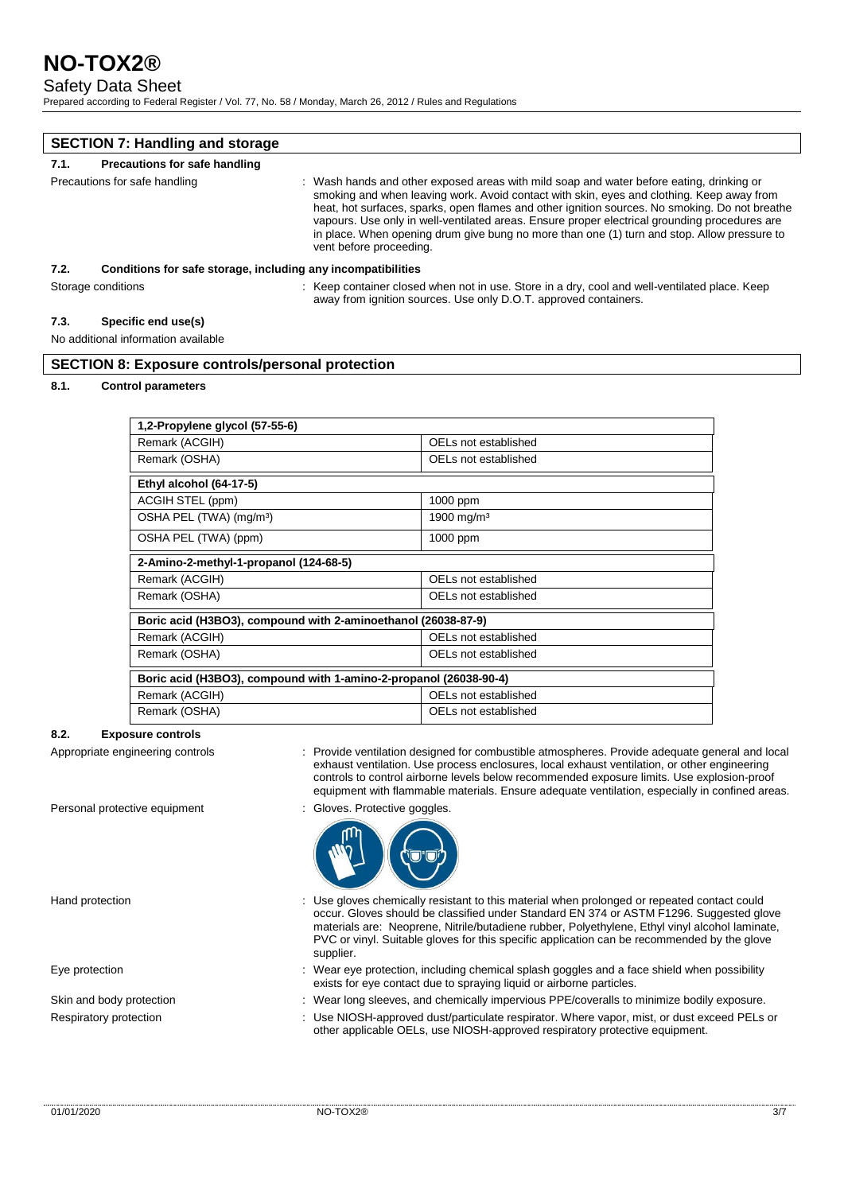## SECTION 7: Handling and storage

### 7.1. Precautions for safe handling

Precautions for safe handling : Wash hands and other exposed areas with mild soap and water before eating, drinking or smoking and when leaving work. Avoid contact with skin, eyes and clothing. Keep away from heat, hot surfaces, sparks, open flames and other ignition sources. No smoking. Do not breathe vapours. Use only in well-ventilated areas. Ensure proper electrical grounding procedures are in place. When opening drum give bung no more than one (1) turn and stop. Allow pressure to vent before proceeding.

### 7.2. Conditions for safe storage, including any incompatibilities

Storage conditions : Keep container closed when not in use. Store in a dry, cool and well-ventilated place. Keep away from ignition sources. Use only D.O.T. approved containers.

### 7.3. Specific end use(s)

No additional information available

## SECTION 8: Exposure controls/personal protection

### 8.1. Control parameters

| **1,2-Propylene glycol (57-55-6)** | |
|---|---|
| Remark (ACGIH) | OELs not established |
| Remark (OSHA) | OELs not established |
| **Ethyl alcohol (64-17-5)** | |
| ACGIH STEL (ppm) | 1000 ppm |
| OSHA PEL (TWA) (mg/m³) | 1900 mg/m³ |
| OSHA PEL (TWA) (ppm) | 1000 ppm |
| **2-Amino-2-methyl-1-propanol (124-68-5)** | |
| Remark (ACGIH) | OELs not established |
| Remark (OSHA) | OELs not established |
| **Boric acid (H3BO3), compound with 2-aminoethanol (26038-87-9)** | |
| Remark (ACGIH) | OELs not established |
| Remark (OSHA) | OELs not established |
| **Boric acid (H3BO3), compound with 1-amino-2-propanol (26038-90-4)** | |
| Remark (ACGIH) | OELs not established |
| Remark (OSHA) | OELs not established |

### 8.2. Exposure controls

Appropriate engineering controls : Provide ventilation designed for combustible atmospheres. Provide adequate general and local exhaust ventilation. Use process enclosures, local exhaust ventilation, or other engineering controls to control airborne levels below recommended exposure limits. Use explosion-proof equipment with flammable materials. Ensure adequate ventilation, especially in confined areas.

Personal protective equipment : Gloves. Protective goggles.

Hand protection : Use gloves chemically resistant to this material when prolonged or repeated contact could occur. Gloves should be classified under Standard EN 374 or ASTM F1296. Suggested glove materials are: Neoprene, Nitrile/butadiene rubber, Polyethylene, Ethyl vinyl alcohol laminate, PVC or vinyl. Suitable gloves for this specific application can be recommended by the glove supplier.

Eye protection : Wear eye protection, including chemical splash goggles and a face shield when possibility exists for eye contact due to spraying liquid or airborne particles.

Skin and body protection : Wear long sleeves, and chemically impervious PPE/coveralls to minimize bodily exposure.

Respiratory protection : Use NIOSH-approved dust/particulate respirator. Where vapor, mist, or dust exceed PELs or other applicable OELs, use NIOSH-approved respiratory protective equipment.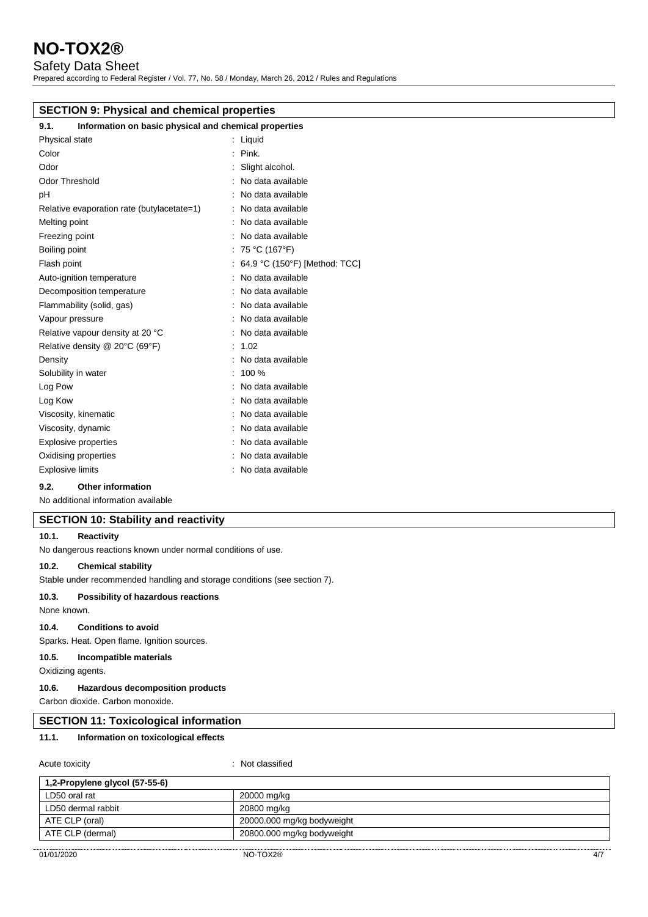## SECTION 9: Physical and chemical properties

### 9.1. Information on basic physical and chemical properties

| Property | Value |
|---|---|
| Physical state | : Liquid |
| Color | : Pink. |
| Odor | : Slight alcohol. |
| Odor Threshold | : No data available |
| pH | : No data available |
| Relative evaporation rate (butylacetate=1) | : No data available |
| Melting point | : No data available |
| Freezing point | : No data available |
| Boiling point | : 75 °C (167°F) |
| Flash point | : 64.9 °C (150°F) [Method: TCC] |
| Auto-ignition temperature | : No data available |
| Decomposition temperature | : No data available |
| Flammability (solid, gas) | : No data available |
| Vapour pressure | : No data available |
| Relative vapour density at 20 °C | : No data available |
| Relative density @ 20°C (69°F) | : 1.02 |
| Density | : No data available |
| Solubility in water | : 100 % |
| Log Pow | : No data available |
| Log Kow | : No data available |
| Viscosity, kinematic | : No data available |
| Viscosity, dynamic | : No data available |
| Explosive properties | : No data available |
| Oxidising properties | : No data available |
| Explosive limits | : No data available |

### 9.2. Other information

No additional information available

## SECTION 10: Stability and reactivity

### 10.1. Reactivity

No dangerous reactions known under normal conditions of use.

### 10.2. Chemical stability

Stable under recommended handling and storage conditions (see section 7).

### 10.3. Possibility of hazardous reactions

None known.

### 10.4. Conditions to avoid

Sparks. Heat. Open flame. Ignition sources.

### 10.5. Incompatible materials

Oxidizing agents.

### 10.6. Hazardous decomposition products

Carbon dioxide. Carbon monoxide.

## SECTION 11: Toxicological information

### 11.1. Information on toxicological effects

Acute toxicity : Not classified

| 1,2-Propylene glycol (57-55-6) | |
|---|---|
| LD50 oral rat | 20000 mg/kg |
| LD50 dermal rabbit | 20800 mg/kg |
| ATE CLP (oral) | 20000.000 mg/kg bodyweight |
| ATE CLP (dermal) | 20800.000 mg/kg bodyweight |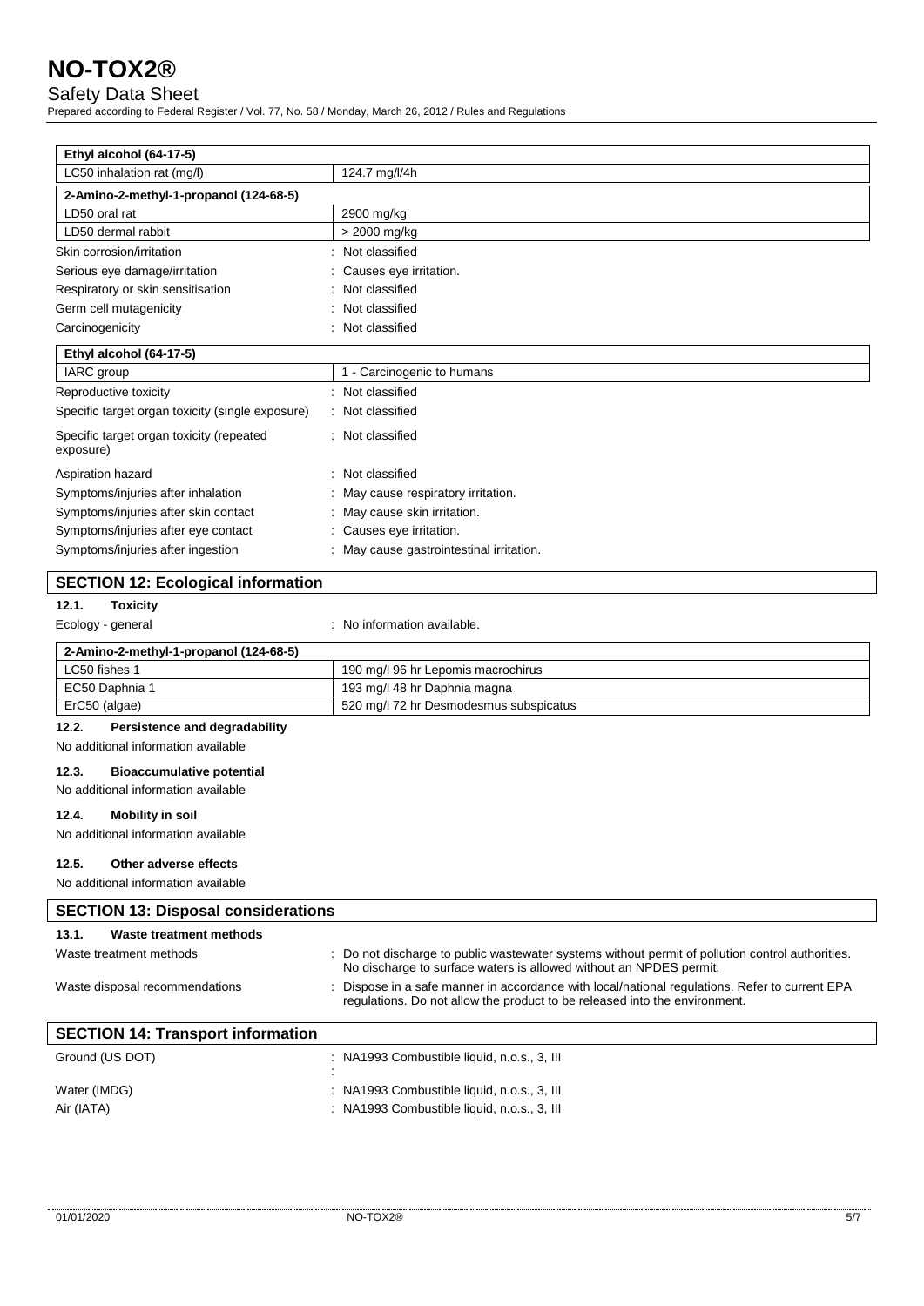| Ethyl alcohol (64-17-5) | |
|---|---|
| LC50 inhalation rat (mg/l) | 124.7 mg/l/4h |

| 2-Amino-2-methyl-1-propanol (124-68-5) | |
|---|---|
| LD50 oral rat | 2900 mg/kg |
| LD50 dermal rabbit | > 2000 mg/kg |

Skin corrosion/irritation : Not classified

Serious eye damage/irritation : Causes eye irritation.

Respiratory or skin sensitisation : Not classified

Germ cell mutagenicity : Not classified

Carcinogenicity : Not classified

| Ethyl alcohol (64-17-5) | |
|---|---|
| IARC group | 1 - Carcinogenic to humans |

Reproductive toxicity : Not classified

Specific target organ toxicity (single exposure) : Not classified

Specific target organ toxicity (repeated exposure) : Not classified

Aspiration hazard : Not classified

Symptoms/injuries after inhalation : May cause respiratory irritation.

Symptoms/injuries after skin contact : May cause skin irritation.

Symptoms/injuries after eye contact : Causes eye irritation.

Symptoms/injuries after ingestion : May cause gastrointestinal irritation.

## SECTION 12: Ecological information

### 12.1. Toxicity

Ecology - general : No information available.

| 2-Amino-2-methyl-1-propanol (124-68-5) | |
|---|---|
| LC50 fishes 1 | 190 mg/l 96 hr Lepomis macrochirus |
| EC50 Daphnia 1 | 193 mg/l 48 hr Daphnia magna |
| ErC50 (algae) | 520 mg/l 72 hr Desmodesmus subspicatus |

### 12.2. Persistence and degradability

No additional information available

### 12.3. Bioaccumulative potential

No additional information available

### 12.4. Mobility in soil

No additional information available

### 12.5. Other adverse effects

No additional information available

## SECTION 13: Disposal considerations

### 13.1. Waste treatment methods

Waste treatment methods : Do not discharge to public wastewater systems without permit of pollution control authorities. No discharge to surface waters is allowed without an NPDES permit.

Waste disposal recommendations : Dispose in a safe manner in accordance with local/national regulations. Refer to current EPA regulations. Do not allow the product to be released into the environment.

## SECTION 14: Transport information

Ground (US DOT) : NA1993 Combustible liquid, n.o.s., 3, III

Water (IMDG) : NA1993 Combustible liquid, n.o.s., 3, III

Air (IATA) : NA1993 Combustible liquid, n.o.s., 3, III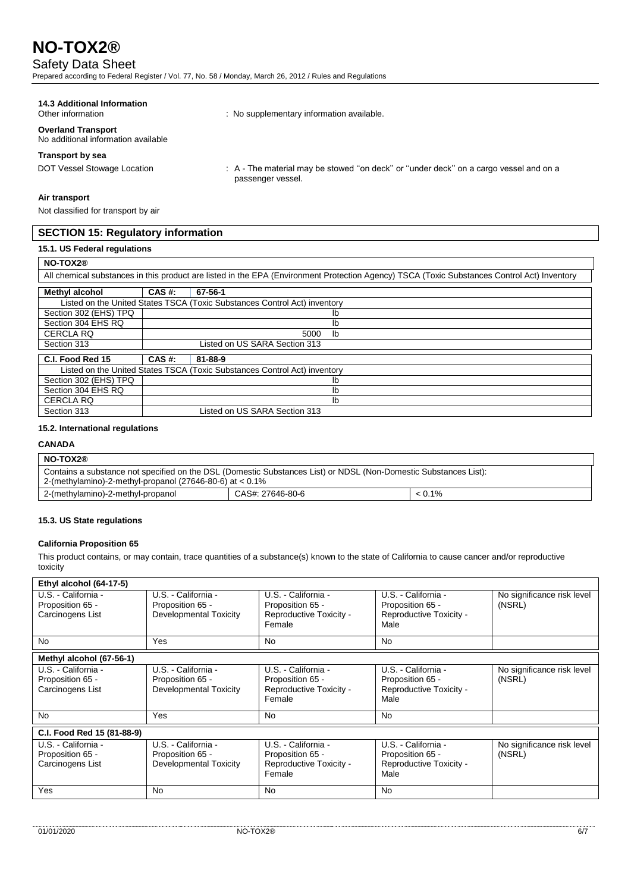#### 14.3 Additional Information

Other information : No supplementary information available.

**Overland Transport**

No additional information available

**Transport by sea**

DOT Vessel Stowage Location : A - The material may be stowed ''on deck'' or ''under deck'' on a cargo vessel and on a passenger vessel.

**Air transport**

Not classified for transport by air

## SECTION 15: Regulatory information

### 15.1. US Federal regulations

| NO-TOX2® |
|---|
| All chemical substances in this product are listed in the EPA (Environment Protection Agency) TSCA (Toxic Substances Control Act) Inventory |

| Methyl alcohol | CAS #: 67-56-1 |
|---|---|
| Listed on the United States TSCA (Toxic Substances Control Act) inventory | |
| Section 302 (EHS) TPQ | lb |
| Section 304 EHS RQ | lb |
| CERCLA RQ | 5000 lb |
| Section 313 | Listed on US SARA Section 313 |

| C.I. Food Red 15 | CAS #: 81-88-9 |
|---|---|
| Listed on the United States TSCA (Toxic Substances Control Act) inventory | |
| Section 302 (EHS) TPQ | lb |
| Section 304 EHS RQ | lb |
| CERCLA RQ | lb |
| Section 313 | Listed on US SARA Section 313 |

### 15.2. International regulations

**CANADA**

| NO-TOX2® | | |
|---|---|---|
| Contains a substance not specified on the DSL (Domestic Substances List) or NDSL (Non-Domestic Substances List): 2-(methylamino)-2-methyl-propanol (27646-80-6) at < 0.1% | | |
| 2-(methylamino)-2-methyl-propanol | CAS#: 27646-80-6 | < 0.1% |

### 15.3. US State regulations

**California Proposition 65**

This product contains, or may contain, trace quantities of a substance(s) known to the state of California to cause cancer and/or reproductive toxicity

| Ethyl alcohol (64-17-5) | | | | |
|---|---|---|---|---|
| U.S. - California - Proposition 65 - Carcinogens List | U.S. - California - Proposition 65 - Developmental Toxicity | U.S. - California - Proposition 65 - Reproductive Toxicity - Female | U.S. - California - Proposition 65 - Reproductive Toxicity - Male | No significance risk level (NSRL) |
| No | Yes | No | No | |

| Methyl alcohol (67-56-1) | | | | |
|---|---|---|---|---|
| U.S. - California - Proposition 65 - Carcinogens List | U.S. - California - Proposition 65 - Developmental Toxicity | U.S. - California - Proposition 65 - Reproductive Toxicity - Female | U.S. - California - Proposition 65 - Reproductive Toxicity - Male | No significance risk level (NSRL) |
| No | Yes | No | No | |

| C.I. Food Red 15 (81-88-9) | | | | |
|---|---|---|---|---|
| U.S. - California - Proposition 65 - Carcinogens List | U.S. - California - Proposition 65 - Developmental Toxicity | U.S. - California - Proposition 65 - Reproductive Toxicity - Female | U.S. - California - Proposition 65 - Reproductive Toxicity - Male | No significance risk level (NSRL) |
| Yes | No | No | No | |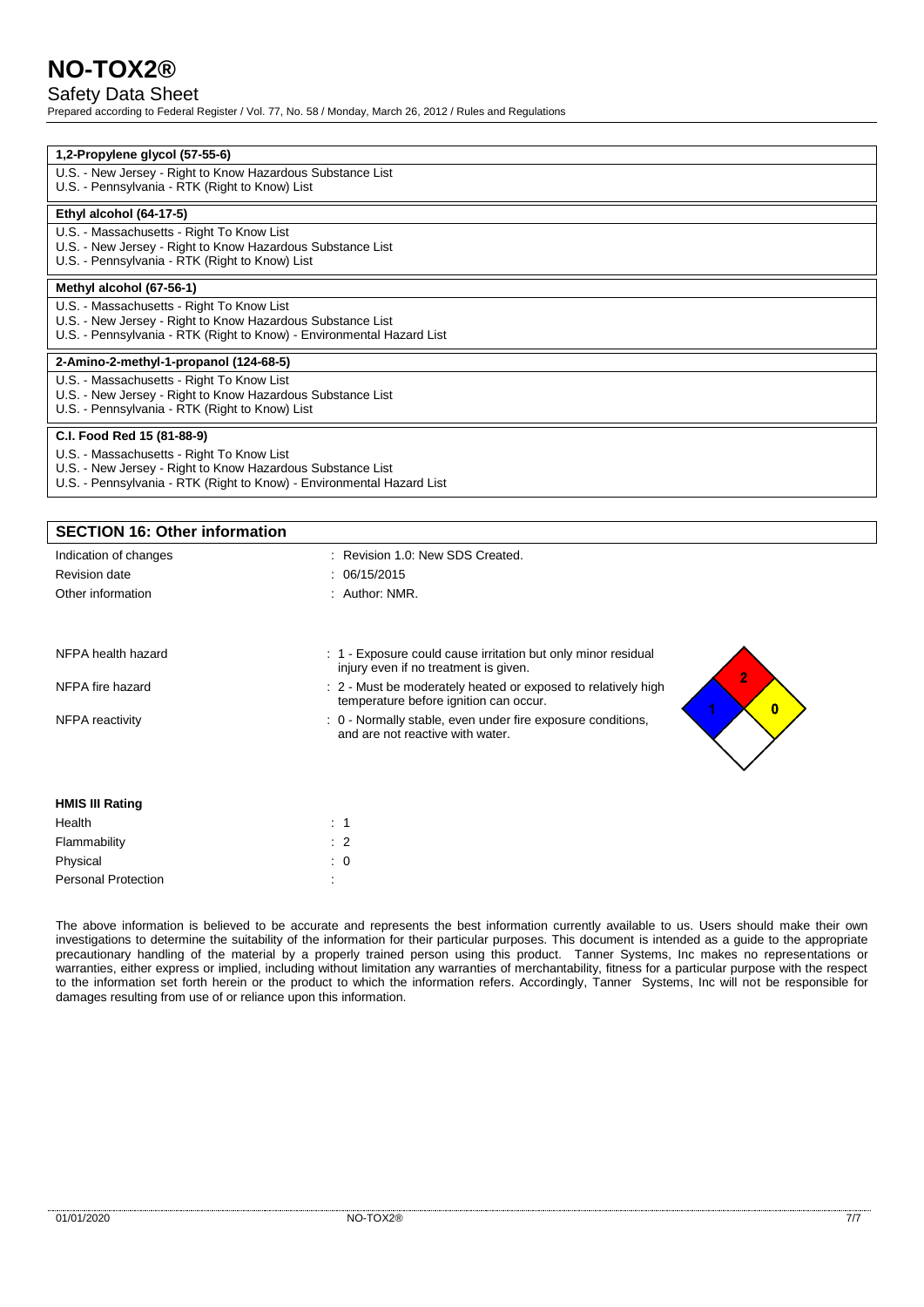| 1,2-Propylene glycol (57-55-6) |
|---|
| U.S. - New Jersey - Right to Know Hazardous Substance List |
| U.S. - Pennsylvania - RTK (Right to Know) List |

| Ethyl alcohol (64-17-5) |
|---|
| U.S. - Massachusetts - Right To Know List |
| U.S. - New Jersey - Right to Know Hazardous Substance List |
| U.S. - Pennsylvania - RTK (Right to Know) List |

| Methyl alcohol (67-56-1) |
|---|
| U.S. - Massachusetts - Right To Know List |
| U.S. - New Jersey - Right to Know Hazardous Substance List |
| U.S. - Pennsylvania - RTK (Right to Know) - Environmental Hazard List |

| 2-Amino-2-methyl-1-propanol (124-68-5) |
|---|
| U.S. - Massachusetts - Right To Know List |
| U.S. - New Jersey - Right to Know Hazardous Substance List |
| U.S. - Pennsylvania - RTK (Right to Know) List |

| C.I. Food Red 15 (81-88-9) |
|---|
| U.S. - Massachusetts - Right To Know List |
| U.S. - New Jersey - Right to Know Hazardous Substance List |
| U.S. - Pennsylvania - RTK (Right to Know) - Environmental Hazard List |

## SECTION 16: Other information

| | |
|---|---|
| Indication of changes | : Revision 1.0: New SDS Created. |
| Revision date | : 06/15/2015 |
| Other information | : Author: NMR. |

| | |
|---|---|
| NFPA health hazard | : 1 - Exposure could cause irritation but only minor residual injury even if no treatment is given. |
| NFPA fire hazard | : 2 - Must be moderately heated or exposed to relatively high temperature before ignition can occur. |
| NFPA reactivity | : 0 - Normally stable, even under fire exposure conditions, and are not reactive with water. |

2
1
0

**HMIS III Rating**

| | |
|---|---|
| Health | : 1 |
| Flammability | : 2 |
| Physical | : 0 |
| Personal Protection | : |

The above information is believed to be accurate and represents the best information currently available to us. Users should make their own investigations to determine the suitability of the information for their particular purposes. This document is intended as a guide to the appropriate precautionary handling of the material by a properly trained person using this product. Tanner Systems, Inc makes no representations or warranties, either express or implied, including without limitation any warranties of merchantability, fitness for a particular purpose with the respect to the information set forth herein or the product to which the information refers. Accordingly, Tanner Systems, Inc will not be responsible for damages resulting from use of or reliance upon this information.